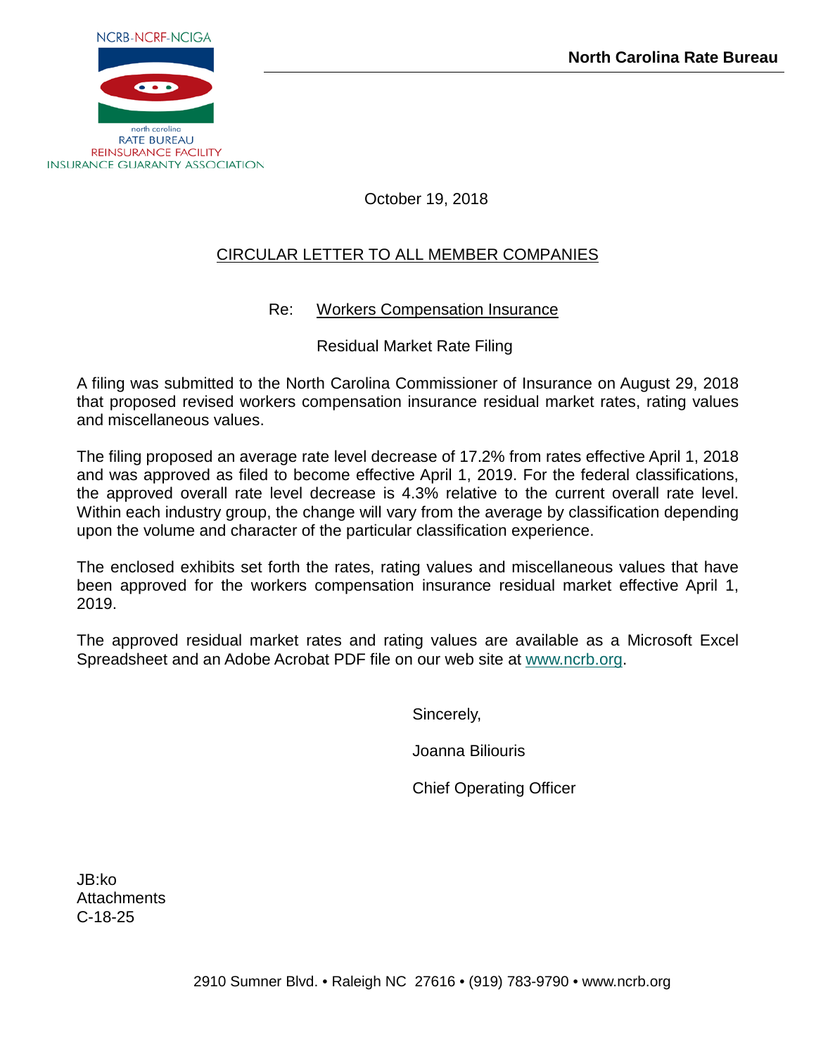NCRB-NCRF-NCIGA

north carolina
RATE BUREAU
REINSURANCE FACILITY
INSURANCE GUARANTY ASSOCIATION

**North Carolina Rate Bureau**

October 19, 2018

CIRCULAR LETTER TO ALL MEMBER COMPANIES

Re: Workers Compensation Insurance

Residual Market Rate Filing

A filing was submitted to the North Carolina Commissioner of Insurance on August 29, 2018 that proposed revised workers compensation insurance residual market rates, rating values and miscellaneous values.

The filing proposed an average rate level decrease of 17.2% from rates effective April 1, 2018 and was approved as filed to become effective April 1, 2019. For the federal classifications, the approved overall rate level decrease is 4.3% relative to the current overall rate level. Within each industry group, the change will vary from the average by classification depending upon the volume and character of the particular classification experience.

The enclosed exhibits set forth the rates, rating values and miscellaneous values that have been approved for the workers compensation insurance residual market effective April 1, 2019.

The approved residual market rates and rating values are available as a Microsoft Excel Spreadsheet and an Adobe Acrobat PDF file on our web site at www.ncrb.org.

Sincerely,

Joanna Biliouris

Chief Operating Officer

JB:ko
Attachments
C-18-25

2910 Sumner Blvd. • Raleigh NC 27616 • (919) 783-9790 • www.ncrb.org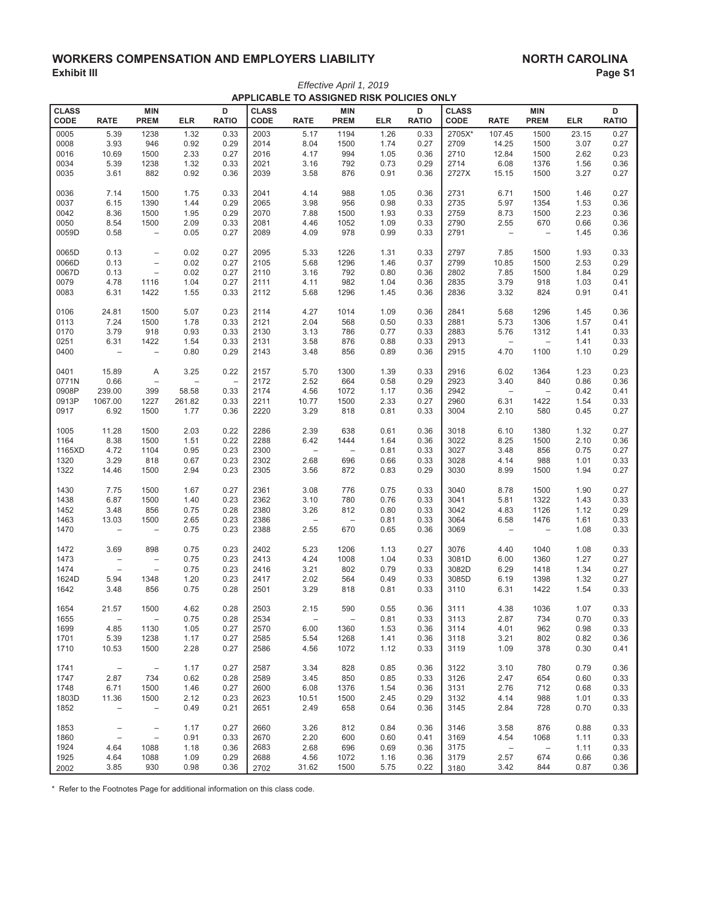# WORKERS COMPENSATION AND EMPLOYERS LIABILITY

**NORTH CAROLINA**

**Exhibit III**

*Effective April 1, 2019*

**APPLICABLE TO ASSIGNED RISK POLICIES ONLY**

| CLASS CODE | RATE | MIN PREM | ELR | D RATIO | CLASS CODE | RATE | MIN PREM | ELR | D RATIO | CLASS CODE | RATE | MIN PREM | ELR | D RATIO |
|---|---|---|---|---|---|---|---|---|---|---|---|---|---|---|
| 0005 | 5.39 | 1238 | 1.32 | 0.33 | 2003 | 5.17 | 1194 | 1.26 | 0.33 | 2705X* | 107.45 | 1500 | 23.15 | 0.27 |
| 0008 | 3.93 | 946 | 0.92 | 0.29 | 2014 | 8.04 | 1500 | 1.74 | 0.27 | 2709 | 14.25 | 1500 | 3.07 | 0.27 |
| 0016 | 10.69 | 1500 | 2.33 | 0.27 | 2016 | 4.17 | 994 | 1.05 | 0.36 | 2710 | 12.84 | 1500 | 2.62 | 0.23 |
| 0034 | 5.39 | 1238 | 1.32 | 0.33 | 2021 | 3.16 | 792 | 0.73 | 0.29 | 2714 | 6.08 | 1376 | 1.56 | 0.36 |
| 0035 | 3.61 | 882 | 0.92 | 0.36 | 2039 | 3.58 | 876 | 0.91 | 0.36 | 2727X | 15.15 | 1500 | 3.27 | 0.27 |
| 0036 | 7.14 | 1500 | 1.75 | 0.33 | 2041 | 4.14 | 988 | 1.05 | 0.36 | 2731 | 6.71 | 1500 | 1.46 | 0.27 |
| 0037 | 6.15 | 1390 | 1.44 | 0.29 | 2065 | 3.98 | 956 | 0.98 | 0.33 | 2735 | 5.97 | 1354 | 1.53 | 0.36 |
| 0042 | 8.36 | 1500 | 1.95 | 0.29 | 2070 | 7.88 | 1500 | 1.93 | 0.33 | 2759 | 8.73 | 1500 | 2.23 | 0.36 |
| 0050 | 8.54 | 1500 | 2.09 | 0.33 | 2081 | 4.46 | 1052 | 1.09 | 0.33 | 2790 | 2.55 | 670 | 0.66 | 0.36 |
| 0059D | 0.58 | – | 0.05 | 0.27 | 2089 | 4.09 | 978 | 0.99 | 0.33 | 2791 | – | – | 1.45 | 0.36 |
| 0065D | 0.13 | – | 0.02 | 0.27 | 2095 | 5.33 | 1226 | 1.31 | 0.33 | 2797 | 7.85 | 1500 | 1.93 | 0.33 |
| 0066D | 0.13 | – | 0.02 | 0.27 | 2105 | 5.68 | 1296 | 1.46 | 0.37 | 2799 | 10.85 | 1500 | 2.53 | 0.29 |
| 0067D | 0.13 | – | 0.02 | 0.27 | 2110 | 3.16 | 792 | 0.80 | 0.36 | 2802 | 7.85 | 1500 | 1.84 | 0.29 |
| 0079 | 4.78 | 1116 | 1.04 | 0.27 | 2111 | 4.11 | 982 | 1.04 | 0.36 | 2835 | 3.79 | 918 | 1.03 | 0.41 |
| 0083 | 6.31 | 1422 | 1.55 | 0.33 | 2112 | 5.68 | 1296 | 1.45 | 0.36 | 2836 | 3.32 | 824 | 0.91 | 0.41 |
| 0106 | 24.81 | 1500 | 5.07 | 0.23 | 2114 | 4.27 | 1014 | 1.09 | 0.36 | 2841 | 5.68 | 1296 | 1.45 | 0.36 |
| 0113 | 7.24 | 1500 | 1.78 | 0.33 | 2121 | 2.04 | 568 | 0.50 | 0.33 | 2881 | 5.73 | 1306 | 1.57 | 0.41 |
| 0170 | 3.79 | 918 | 0.93 | 0.33 | 2130 | 3.13 | 786 | 0.77 | 0.33 | 2883 | 5.76 | 1312 | 1.41 | 0.33 |
| 0251 | 6.31 | 1422 | 1.54 | 0.33 | 2131 | 3.58 | 876 | 0.88 | 0.33 | 2913 | – | – | 1.41 | 0.33 |
| 0400 | – | – | 0.80 | 0.29 | 2143 | 3.48 | 856 | 0.89 | 0.36 | 2915 | 4.70 | 1100 | 1.10 | 0.29 |
| 0401 | 15.89 | A | 3.25 | 0.22 | 2157 | 5.70 | 1300 | 1.39 | 0.33 | 2916 | 6.02 | 1364 | 1.23 | 0.23 |
| 0771N | 0.66 | – | – | – | 2172 | 2.52 | 664 | 0.58 | 0.29 | 2923 | 3.40 | 840 | 0.86 | 0.36 |
| 0908P | 239.00 | 399 | 58.58 | 0.33 | 2174 | 4.56 | 1072 | 1.17 | 0.36 | 2942 | – | – | 0.42 | 0.41 |
| 0913P | 1067.00 | 1227 | 261.82 | 0.33 | 2211 | 10.77 | 1500 | 2.33 | 0.27 | 2960 | 6.31 | 1422 | 1.54 | 0.33 |
| 0917 | 6.92 | 1500 | 1.77 | 0.36 | 2220 | 3.29 | 818 | 0.81 | 0.33 | 3004 | 2.10 | 580 | 0.45 | 0.27 |
| 1005 | 11.28 | 1500 | 2.03 | 0.22 | 2286 | 2.39 | 638 | 0.61 | 0.36 | 3018 | 6.10 | 1380 | 1.32 | 0.27 |
| 1164 | 8.38 | 1500 | 1.51 | 0.22 | 2288 | 6.42 | 1444 | 1.64 | 0.36 | 3022 | 8.25 | 1500 | 2.10 | 0.36 |
| 1165XD | 4.72 | 1104 | 0.95 | 0.23 | 2300 | – | – | 0.81 | 0.33 | 3027 | 3.48 | 856 | 0.75 | 0.27 |
| 1320 | 3.29 | 818 | 0.67 | 0.23 | 2302 | 2.68 | 696 | 0.66 | 0.33 | 3028 | 4.14 | 988 | 1.01 | 0.33 |
| 1322 | 14.46 | 1500 | 2.94 | 0.23 | 2305 | 3.56 | 872 | 0.83 | 0.29 | 3030 | 8.99 | 1500 | 1.94 | 0.27 |
| 1430 | 7.75 | 1500 | 1.67 | 0.27 | 2361 | 3.08 | 776 | 0.75 | 0.33 | 3040 | 8.78 | 1500 | 1.90 | 0.27 |
| 1438 | 6.87 | 1500 | 1.40 | 0.23 | 2362 | 3.10 | 780 | 0.76 | 0.33 | 3041 | 5.81 | 1322 | 1.43 | 0.33 |
| 1452 | 3.48 | 856 | 0.75 | 0.28 | 2380 | 3.26 | 812 | 0.80 | 0.33 | 3042 | 4.83 | 1126 | 1.12 | 0.29 |
| 1463 | 13.03 | 1500 | 2.65 | 0.23 | 2386 | – | – | 0.81 | 0.33 | 3064 | 6.58 | 1476 | 1.61 | 0.33 |
| 1470 | – | – | 0.75 | 0.23 | 2388 | 2.55 | 670 | 0.65 | 0.36 | 3069 | – | – | 1.08 | 0.33 |
| 1472 | 3.69 | 898 | 0.75 | 0.23 | 2402 | 5.23 | 1206 | 1.13 | 0.27 | 3076 | 4.40 | 1040 | 1.08 | 0.33 |
| 1473 | – | – | 0.75 | 0.23 | 2413 | 4.24 | 1008 | 1.04 | 0.33 | 3081D | 6.00 | 1360 | 1.27 | 0.27 |
| 1474 | – | – | 0.75 | 0.23 | 2416 | 3.21 | 802 | 0.79 | 0.33 | 3082D | 6.29 | 1418 | 1.34 | 0.27 |
| 1624D | 5.94 | 1348 | 1.20 | 0.23 | 2417 | 2.02 | 564 | 0.49 | 0.33 | 3085D | 6.19 | 1398 | 1.32 | 0.27 |
| 1642 | 3.48 | 856 | 0.75 | 0.28 | 2501 | 3.29 | 818 | 0.81 | 0.33 | 3110 | 6.31 | 1422 | 1.54 | 0.33 |
| 1654 | 21.57 | 1500 | 4.62 | 0.28 | 2503 | 2.15 | 590 | 0.55 | 0.36 | 3111 | 4.38 | 1036 | 1.07 | 0.33 |
| 1655 | – | – | 0.75 | 0.28 | 2534 | – | – | 0.81 | 0.33 | 3113 | 2.87 | 734 | 0.70 | 0.33 |
| 1699 | 4.85 | 1130 | 1.05 | 0.27 | 2570 | 6.00 | 1360 | 1.53 | 0.36 | 3114 | 4.01 | 962 | 0.98 | 0.33 |
| 1701 | 5.39 | 1238 | 1.17 | 0.27 | 2585 | 5.54 | 1268 | 1.41 | 0.36 | 3118 | 3.21 | 802 | 0.82 | 0.36 |
| 1710 | 10.53 | 1500 | 2.28 | 0.27 | 2586 | 4.56 | 1072 | 1.12 | 0.33 | 3119 | 1.09 | 378 | 0.30 | 0.41 |
| 1741 | – | – | 1.17 | 0.27 | 2587 | 3.34 | 828 | 0.85 | 0.36 | 3122 | 3.10 | 780 | 0.79 | 0.36 |
| 1747 | 2.87 | 734 | 0.62 | 0.28 | 2589 | 3.45 | 850 | 0.85 | 0.33 | 3126 | 2.47 | 654 | 0.60 | 0.33 |
| 1748 | 6.71 | 1500 | 1.46 | 0.27 | 2600 | 6.08 | 1376 | 1.54 | 0.36 | 3131 | 2.76 | 712 | 0.68 | 0.33 |
| 1803D | 11.36 | 1500 | 2.12 | 0.23 | 2623 | 10.51 | 1500 | 2.45 | 0.29 | 3132 | 4.14 | 988 | 1.01 | 0.33 |
| 1852 | – | – | 0.49 | 0.21 | 2651 | 2.49 | 658 | 0.64 | 0.36 | 3145 | 2.84 | 728 | 0.70 | 0.33 |
| 1853 | – | – | 1.17 | 0.27 | 2660 | 3.26 | 812 | 0.84 | 0.36 | 3146 | 3.58 | 876 | 0.88 | 0.33 |
| 1860 | – | – | 0.91 | 0.33 | 2670 | 2.20 | 600 | 0.60 | 0.41 | 3169 | 4.54 | 1068 | 1.11 | 0.33 |
| 1924 | 4.64 | 1088 | 1.18 | 0.36 | 2683 | 2.68 | 696 | 0.69 | 0.36 | 3175 | – | – | 1.11 | 0.33 |
| 1925 | 4.64 | 1088 | 1.09 | 0.29 | 2688 | 4.56 | 1072 | 1.16 | 0.36 | 3179 | 2.57 | 674 | 0.66 | 0.36 |
| 2002 | 3.85 | 930 | 0.98 | 0.36 | 2702 | 31.62 | 1500 | 5.75 | 0.22 | 3180 | 3.42 | 844 | 0.87 | 0.36 |

\* Refer to the Footnotes Page for additional information on this class code.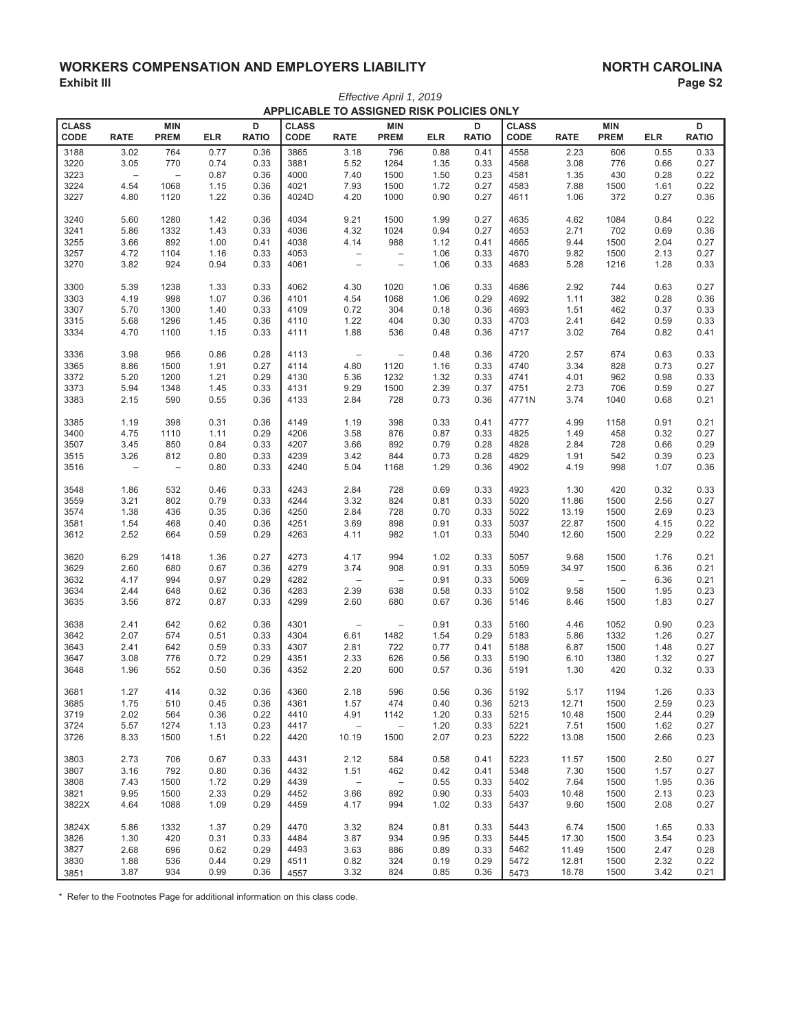# WORKERS COMPENSATION AND EMPLOYERS LIABILITY

**NORTH CAROLINA**

**Exhibit III**

*Effective April 1, 2019*

**APPLICABLE TO ASSIGNED RISK POLICIES ONLY**

| CLASS CODE | RATE | MIN PREM | ELR | D RATIO | CLASS CODE | RATE | MIN PREM | ELR | D RATIO | CLASS CODE | RATE | MIN PREM | ELR | D RATIO |
|---|---|---|---|---|---|---|---|---|---|---|---|---|---|---|
| 3188 | 3.02 | 764 | 0.77 | 0.36 | 3865 | 3.18 | 796 | 0.88 | 0.41 | 4558 | 2.23 | 606 | 0.55 | 0.33 |
| 3220 | 3.05 | 770 | 0.74 | 0.33 | 3881 | 5.52 | 1264 | 1.35 | 0.33 | 4568 | 3.08 | 776 | 0.66 | 0.27 |
| 3223 | – | – | 0.87 | 0.36 | 4000 | 7.40 | 1500 | 1.50 | 0.23 | 4581 | 1.35 | 430 | 0.28 | 0.22 |
| 3224 | 4.54 | 1068 | 1.15 | 0.36 | 4021 | 7.93 | 1500 | 1.72 | 0.27 | 4583 | 7.88 | 1500 | 1.61 | 0.22 |
| 3227 | 4.80 | 1120 | 1.22 | 0.36 | 4024D | 4.20 | 1000 | 0.90 | 0.27 | 4611 | 1.06 | 372 | 0.27 | 0.36 |
| 3240 | 5.60 | 1280 | 1.42 | 0.36 | 4034 | 9.21 | 1500 | 1.99 | 0.27 | 4635 | 4.62 | 1084 | 0.84 | 0.22 |
| 3241 | 5.86 | 1332 | 1.43 | 0.33 | 4036 | 4.32 | 1024 | 0.94 | 0.27 | 4653 | 2.71 | 702 | 0.69 | 0.36 |
| 3255 | 3.66 | 892 | 1.00 | 0.41 | 4038 | 4.14 | 988 | 1.12 | 0.41 | 4665 | 9.44 | 1500 | 2.04 | 0.27 |
| 3257 | 4.72 | 1104 | 1.16 | 0.33 | 4053 | – | – | 1.06 | 0.33 | 4670 | 9.82 | 1500 | 2.13 | 0.27 |
| 3270 | 3.82 | 924 | 0.94 | 0.33 | 4061 | – | – | 1.06 | 0.33 | 4683 | 5.28 | 1216 | 1.28 | 0.33 |
| 3300 | 5.39 | 1238 | 1.33 | 0.33 | 4062 | 4.30 | 1020 | 1.06 | 0.33 | 4686 | 2.92 | 744 | 0.63 | 0.27 |
| 3303 | 4.19 | 998 | 1.07 | 0.36 | 4101 | 4.54 | 1068 | 1.06 | 0.29 | 4692 | 1.11 | 382 | 0.28 | 0.36 |
| 3307 | 5.70 | 1300 | 1.40 | 0.33 | 4109 | 0.72 | 304 | 0.18 | 0.36 | 4693 | 1.51 | 462 | 0.37 | 0.33 |
| 3315 | 5.68 | 1296 | 1.45 | 0.36 | 4110 | 1.22 | 404 | 0.30 | 0.33 | 4703 | 2.41 | 642 | 0.59 | 0.33 |
| 3334 | 4.70 | 1100 | 1.15 | 0.33 | 4111 | 1.88 | 536 | 0.48 | 0.36 | 4717 | 3.02 | 764 | 0.82 | 0.41 |
| 3336 | 3.98 | 956 | 0.86 | 0.28 | 4113 | – | – | 0.48 | 0.36 | 4720 | 2.57 | 674 | 0.63 | 0.33 |
| 3365 | 8.86 | 1500 | 1.91 | 0.27 | 4114 | 4.80 | 1120 | 1.16 | 0.33 | 4740 | 3.34 | 828 | 0.73 | 0.27 |
| 3372 | 5.20 | 1200 | 1.21 | 0.29 | 4130 | 5.36 | 1232 | 1.32 | 0.33 | 4741 | 4.01 | 962 | 0.98 | 0.33 |
| 3373 | 5.94 | 1348 | 1.45 | 0.33 | 4131 | 9.29 | 1500 | 2.39 | 0.37 | 4751 | 2.73 | 706 | 0.59 | 0.27 |
| 3383 | 2.15 | 590 | 0.55 | 0.36 | 4133 | 2.84 | 728 | 0.73 | 0.36 | 4771N | 3.74 | 1040 | 0.68 | 0.21 |
| 3385 | 1.19 | 398 | 0.31 | 0.36 | 4149 | 1.19 | 398 | 0.33 | 0.41 | 4777 | 4.99 | 1158 | 0.91 | 0.21 |
| 3400 | 4.75 | 1110 | 1.11 | 0.29 | 4206 | 3.58 | 876 | 0.87 | 0.33 | 4825 | 1.49 | 458 | 0.32 | 0.27 |
| 3507 | 3.45 | 850 | 0.84 | 0.33 | 4207 | 3.66 | 892 | 0.79 | 0.28 | 4828 | 2.84 | 728 | 0.66 | 0.29 |
| 3515 | 3.26 | 812 | 0.80 | 0.33 | 4239 | 3.42 | 844 | 0.73 | 0.28 | 4829 | 1.91 | 542 | 0.39 | 0.23 |
| 3516 | – | – | 0.80 | 0.33 | 4240 | 5.04 | 1168 | 1.29 | 0.36 | 4902 | 4.19 | 998 | 1.07 | 0.36 |
| 3548 | 1.86 | 532 | 0.46 | 0.33 | 4243 | 2.84 | 728 | 0.69 | 0.33 | 4923 | 1.30 | 420 | 0.32 | 0.33 |
| 3559 | 3.21 | 802 | 0.79 | 0.33 | 4244 | 3.32 | 824 | 0.81 | 0.33 | 5020 | 11.86 | 1500 | 2.56 | 0.27 |
| 3574 | 1.38 | 436 | 0.35 | 0.36 | 4250 | 2.84 | 728 | 0.70 | 0.33 | 5022 | 13.19 | 1500 | 2.69 | 0.23 |
| 3581 | 1.54 | 468 | 0.40 | 0.36 | 4251 | 3.69 | 898 | 0.91 | 0.33 | 5037 | 22.87 | 1500 | 4.15 | 0.22 |
| 3612 | 2.52 | 664 | 0.59 | 0.29 | 4263 | 4.11 | 982 | 1.01 | 0.33 | 5040 | 12.60 | 1500 | 2.29 | 0.22 |
| 3620 | 6.29 | 1418 | 1.36 | 0.27 | 4273 | 4.17 | 994 | 1.02 | 0.33 | 5057 | 9.68 | 1500 | 1.76 | 0.21 |
| 3629 | 2.60 | 680 | 0.67 | 0.36 | 4279 | 3.74 | 908 | 0.91 | 0.33 | 5059 | 34.97 | 1500 | 6.36 | 0.21 |
| 3632 | 4.17 | 994 | 0.97 | 0.29 | 4282 | – | – | 0.91 | 0.33 | 5069 | – | – | 6.36 | 0.21 |
| 3634 | 2.44 | 648 | 0.62 | 0.36 | 4283 | 2.39 | 638 | 0.58 | 0.33 | 5102 | 9.58 | 1500 | 1.95 | 0.23 |
| 3635 | 3.56 | 872 | 0.87 | 0.33 | 4299 | 2.60 | 680 | 0.67 | 0.36 | 5146 | 8.46 | 1500 | 1.83 | 0.27 |
| 3638 | 2.41 | 642 | 0.62 | 0.36 | 4301 | – | – | 0.91 | 0.33 | 5160 | 4.46 | 1052 | 0.90 | 0.23 |
| 3642 | 2.07 | 574 | 0.51 | 0.33 | 4304 | 6.61 | 1482 | 1.54 | 0.29 | 5183 | 5.86 | 1332 | 1.26 | 0.27 |
| 3643 | 2.41 | 642 | 0.59 | 0.33 | 4307 | 2.81 | 722 | 0.77 | 0.41 | 5188 | 6.87 | 1500 | 1.48 | 0.27 |
| 3647 | 3.08 | 776 | 0.72 | 0.29 | 4351 | 2.33 | 626 | 0.56 | 0.33 | 5190 | 6.10 | 1380 | 1.32 | 0.27 |
| 3648 | 1.96 | 552 | 0.50 | 0.36 | 4352 | 2.20 | 600 | 0.57 | 0.36 | 5191 | 1.30 | 420 | 0.32 | 0.33 |
| 3681 | 1.27 | 414 | 0.32 | 0.36 | 4360 | 2.18 | 596 | 0.56 | 0.36 | 5192 | 5.17 | 1194 | 1.26 | 0.33 |
| 3685 | 1.75 | 510 | 0.45 | 0.36 | 4361 | 1.57 | 474 | 0.40 | 0.36 | 5213 | 12.71 | 1500 | 2.59 | 0.23 |
| 3719 | 2.02 | 564 | 0.36 | 0.22 | 4410 | 4.91 | 1142 | 1.20 | 0.33 | 5215 | 10.48 | 1500 | 2.44 | 0.29 |
| 3724 | 5.57 | 1274 | 1.13 | 0.23 | 4417 | – | – | 1.20 | 0.33 | 5221 | 7.51 | 1500 | 1.62 | 0.27 |
| 3726 | 8.33 | 1500 | 1.51 | 0.22 | 4420 | 10.19 | 1500 | 2.07 | 0.23 | 5222 | 13.08 | 1500 | 2.66 | 0.23 |
| 3803 | 2.73 | 706 | 0.67 | 0.33 | 4431 | 2.12 | 584 | 0.58 | 0.41 | 5223 | 11.57 | 1500 | 2.50 | 0.27 |
| 3807 | 3.16 | 792 | 0.80 | 0.36 | 4432 | 1.51 | 462 | 0.42 | 0.41 | 5348 | 7.30 | 1500 | 1.57 | 0.27 |
| 3808 | 7.43 | 1500 | 1.72 | 0.29 | 4439 | – | – | 0.55 | 0.33 | 5402 | 7.64 | 1500 | 1.95 | 0.36 |
| 3821 | 9.95 | 1500 | 2.33 | 0.29 | 4452 | 3.66 | 892 | 0.90 | 0.33 | 5403 | 10.48 | 1500 | 2.13 | 0.23 |
| 3822X | 4.64 | 1088 | 1.09 | 0.29 | 4459 | 4.17 | 994 | 1.02 | 0.33 | 5437 | 9.60 | 1500 | 2.08 | 0.27 |
| 3824X | 5.86 | 1332 | 1.37 | 0.29 | 4470 | 3.32 | 824 | 0.81 | 0.33 | 5443 | 6.74 | 1500 | 1.65 | 0.33 |
| 3826 | 1.30 | 420 | 0.31 | 0.33 | 4484 | 3.87 | 934 | 0.95 | 0.33 | 5445 | 17.30 | 1500 | 3.54 | 0.23 |
| 3827 | 2.68 | 696 | 0.62 | 0.29 | 4493 | 3.63 | 886 | 0.89 | 0.33 | 5462 | 11.49 | 1500 | 2.47 | 0.28 |
| 3830 | 1.88 | 536 | 0.44 | 0.29 | 4511 | 0.82 | 324 | 0.19 | 0.29 | 5472 | 12.81 | 1500 | 2.32 | 0.22 |
| 3851 | 3.87 | 934 | 0.99 | 0.36 | 4557 | 3.32 | 824 | 0.85 | 0.36 | 5473 | 18.78 | 1500 | 3.42 | 0.21 |

\* Refer to the Footnotes Page for additional information on this class code.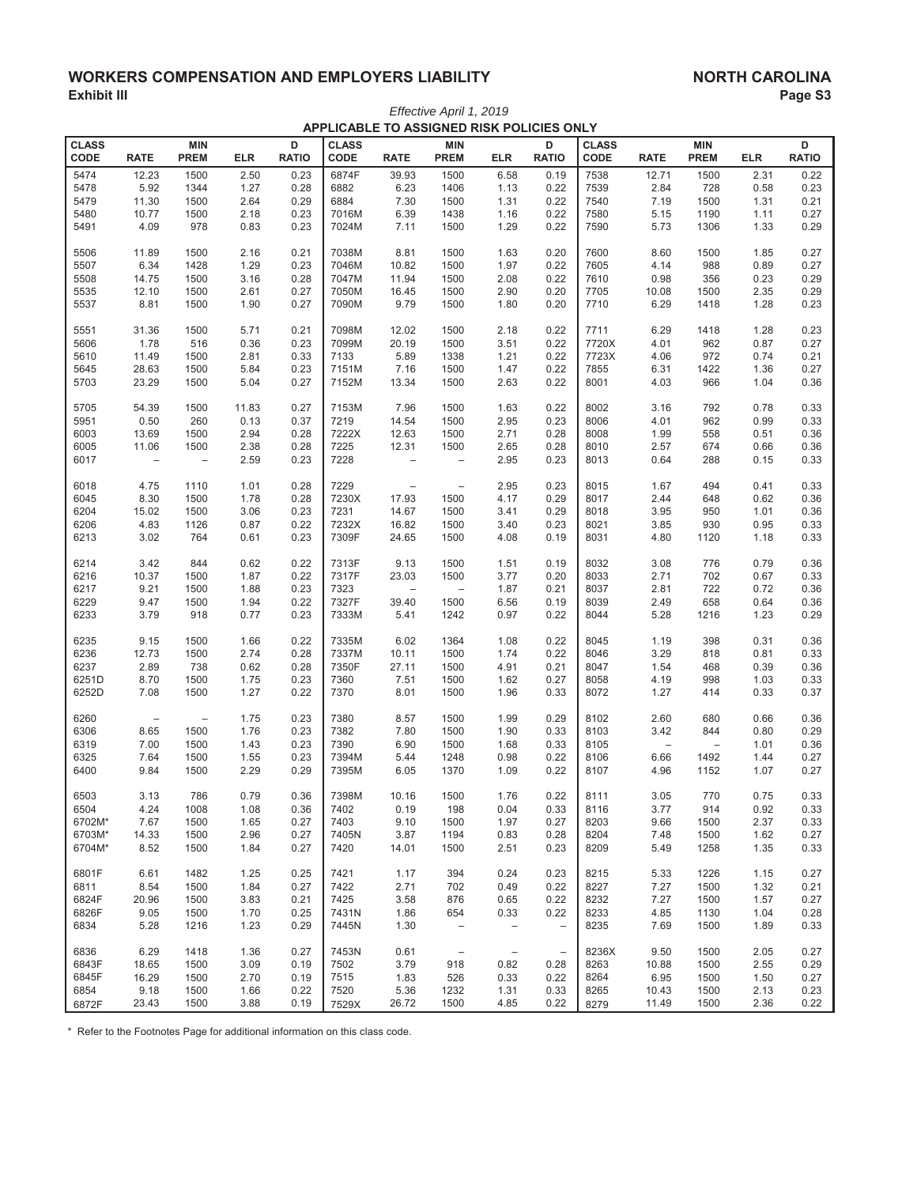# WORKERS COMPENSATION AND EMPLOYERS LIABILITY

## NORTH CAROLINA

**Exhibit III**

*Effective April 1, 2019*

**APPLICABLE TO ASSIGNED RISK POLICIES ONLY**

| CLASS CODE | RATE | MIN PREM | ELR | D RATIO | CLASS CODE | RATE | MIN PREM | ELR | D RATIO | CLASS CODE | RATE | MIN PREM | ELR | D RATIO |
|---|---|---|---|---|---|---|---|---|---|---|---|---|---|---|
| 5474 | 12.23 | 1500 | 2.50 | 0.23 | 6874F | 39.93 | 1500 | 6.58 | 0.19 | 7538 | 12.71 | 1500 | 2.31 | 0.22 |
| 5478 | 5.92 | 1344 | 1.27 | 0.28 | 6882 | 6.23 | 1406 | 1.13 | 0.22 | 7539 | 2.84 | 728 | 0.58 | 0.23 |
| 5479 | 11.30 | 1500 | 2.64 | 0.29 | 6884 | 7.30 | 1500 | 1.31 | 0.22 | 7540 | 7.19 | 1500 | 1.31 | 0.21 |
| 5480 | 10.77 | 1500 | 2.18 | 0.23 | 7016M | 6.39 | 1438 | 1.16 | 0.22 | 7580 | 5.15 | 1190 | 1.11 | 0.27 |
| 5491 | 4.09 | 978 | 0.83 | 0.23 | 7024M | 7.11 | 1500 | 1.29 | 0.22 | 7590 | 5.73 | 1306 | 1.33 | 0.29 |
| 5506 | 11.89 | 1500 | 2.16 | 0.21 | 7038M | 8.81 | 1500 | 1.63 | 0.20 | 7600 | 8.60 | 1500 | 1.85 | 0.27 |
| 5507 | 6.34 | 1428 | 1.29 | 0.23 | 7046M | 10.82 | 1500 | 1.97 | 0.22 | 7605 | 4.14 | 988 | 0.89 | 0.27 |
| 5508 | 14.75 | 1500 | 3.16 | 0.28 | 7047M | 11.94 | 1500 | 2.08 | 0.22 | 7610 | 0.98 | 356 | 0.23 | 0.29 |
| 5535 | 12.10 | 1500 | 2.61 | 0.27 | 7050M | 16.45 | 1500 | 2.90 | 0.20 | 7705 | 10.08 | 1500 | 2.35 | 0.29 |
| 5537 | 8.81 | 1500 | 1.90 | 0.27 | 7090M | 9.79 | 1500 | 1.80 | 0.20 | 7710 | 6.29 | 1418 | 1.28 | 0.23 |
| 5551 | 31.36 | 1500 | 5.71 | 0.21 | 7098M | 12.02 | 1500 | 2.18 | 0.22 | 7711 | 6.29 | 1418 | 1.28 | 0.23 |
| 5606 | 1.78 | 516 | 0.36 | 0.23 | 7099M | 20.19 | 1500 | 3.51 | 0.22 | 7720X | 4.01 | 962 | 0.87 | 0.27 |
| 5610 | 11.49 | 1500 | 2.81 | 0.33 | 7133 | 5.89 | 1338 | 1.21 | 0.22 | 7723X | 4.06 | 972 | 0.74 | 0.21 |
| 5645 | 28.63 | 1500 | 5.84 | 0.23 | 7151M | 7.16 | 1500 | 1.47 | 0.22 | 7855 | 6.31 | 1422 | 1.36 | 0.27 |
| 5703 | 23.29 | 1500 | 5.04 | 0.27 | 7152M | 13.34 | 1500 | 2.63 | 0.22 | 8001 | 4.03 | 966 | 1.04 | 0.36 |
| 5705 | 54.39 | 1500 | 11.83 | 0.27 | 7153M | 7.96 | 1500 | 1.63 | 0.22 | 8002 | 3.16 | 792 | 0.78 | 0.33 |
| 5951 | 0.50 | 260 | 0.13 | 0.37 | 7219 | 14.54 | 1500 | 2.95 | 0.23 | 8006 | 4.01 | 962 | 0.99 | 0.33 |
| 6003 | 13.69 | 1500 | 2.94 | 0.28 | 7222X | 12.63 | 1500 | 2.71 | 0.28 | 8008 | 1.99 | 558 | 0.51 | 0.36 |
| 6005 | 11.06 | 1500 | 2.38 | 0.28 | 7225 | 12.31 | 1500 | 2.65 | 0.28 | 8010 | 2.57 | 674 | 0.66 | 0.36 |
| 6017 | – | – | 2.59 | 0.23 | 7228 | – | – | 2.95 | 0.23 | 8013 | 0.64 | 288 | 0.15 | 0.33 |
| 6018 | 4.75 | 1110 | 1.01 | 0.28 | 7229 | – | – | 2.95 | 0.23 | 8015 | 1.67 | 494 | 0.41 | 0.33 |
| 6045 | 8.30 | 1500 | 1.78 | 0.28 | 7230X | 17.93 | 1500 | 4.17 | 0.29 | 8017 | 2.44 | 648 | 0.62 | 0.36 |
| 6204 | 15.02 | 1500 | 3.06 | 0.23 | 7231 | 14.67 | 1500 | 3.41 | 0.29 | 8018 | 3.95 | 950 | 1.01 | 0.36 |
| 6206 | 4.83 | 1126 | 0.87 | 0.22 | 7232X | 16.82 | 1500 | 3.40 | 0.23 | 8021 | 3.85 | 930 | 0.95 | 0.33 |
| 6213 | 3.02 | 764 | 0.61 | 0.23 | 7309F | 24.65 | 1500 | 4.08 | 0.19 | 8031 | 4.80 | 1120 | 1.18 | 0.33 |
| 6214 | 3.42 | 844 | 0.62 | 0.22 | 7313F | 9.13 | 1500 | 1.51 | 0.19 | 8032 | 3.08 | 776 | 0.79 | 0.36 |
| 6216 | 10.37 | 1500 | 1.87 | 0.22 | 7317F | 23.03 | 1500 | 3.77 | 0.20 | 8033 | 2.71 | 702 | 0.67 | 0.33 |
| 6217 | 9.21 | 1500 | 1.88 | 0.23 | 7323 | – | – | 1.87 | 0.21 | 8037 | 2.81 | 722 | 0.72 | 0.36 |
| 6229 | 9.47 | 1500 | 1.94 | 0.22 | 7327F | 39.40 | 1500 | 6.56 | 0.19 | 8039 | 2.49 | 658 | 0.64 | 0.36 |
| 6233 | 3.79 | 918 | 0.77 | 0.23 | 7333M | 5.41 | 1242 | 0.97 | 0.22 | 8044 | 5.28 | 1216 | 1.23 | 0.29 |
| 6235 | 9.15 | 1500 | 1.66 | 0.22 | 7335M | 6.02 | 1364 | 1.08 | 0.22 | 8045 | 1.19 | 398 | 0.31 | 0.36 |
| 6236 | 12.73 | 1500 | 2.74 | 0.28 | 7337M | 10.11 | 1500 | 1.74 | 0.22 | 8046 | 3.29 | 818 | 0.81 | 0.33 |
| 6237 | 2.89 | 738 | 0.62 | 0.28 | 7350F | 27.11 | 1500 | 4.91 | 0.21 | 8047 | 1.54 | 468 | 0.39 | 0.36 |
| 6251D | 8.70 | 1500 | 1.75 | 0.23 | 7360 | 7.51 | 1500 | 1.62 | 0.27 | 8058 | 4.19 | 998 | 1.03 | 0.33 |
| 6252D | 7.08 | 1500 | 1.27 | 0.22 | 7370 | 8.01 | 1500 | 1.96 | 0.33 | 8072 | 1.27 | 414 | 0.33 | 0.37 |
| 6260 | – | – | 1.75 | 0.23 | 7380 | 8.57 | 1500 | 1.99 | 0.29 | 8102 | 2.60 | 680 | 0.66 | 0.36 |
| 6306 | 8.65 | 1500 | 1.76 | 0.23 | 7382 | 7.80 | 1500 | 1.90 | 0.33 | 8103 | 3.42 | 844 | 0.80 | 0.29 |
| 6319 | 7.00 | 1500 | 1.43 | 0.23 | 7390 | 6.90 | 1500 | 1.68 | 0.33 | 8105 | – | – | 1.01 | 0.36 |
| 6325 | 7.64 | 1500 | 1.55 | 0.23 | 7394M | 5.44 | 1248 | 0.98 | 0.22 | 8106 | 6.66 | 1492 | 1.44 | 0.27 |
| 6400 | 9.84 | 1500 | 2.29 | 0.29 | 7395M | 6.05 | 1370 | 1.09 | 0.22 | 8107 | 4.96 | 1152 | 1.07 | 0.27 |
| 6503 | 3.13 | 786 | 0.79 | 0.36 | 7398M | 10.16 | 1500 | 1.76 | 0.22 | 8111 | 3.05 | 770 | 0.75 | 0.33 |
| 6504 | 4.24 | 1008 | 1.08 | 0.36 | 7402 | 0.19 | 198 | 0.04 | 0.33 | 8116 | 3.77 | 914 | 0.92 | 0.33 |
| 6702M* | 7.67 | 1500 | 1.65 | 0.27 | 7403 | 9.10 | 1500 | 1.97 | 0.27 | 8203 | 9.66 | 1500 | 2.37 | 0.33 |
| 6703M* | 14.33 | 1500 | 2.96 | 0.27 | 7405N | 3.87 | 1194 | 0.83 | 0.28 | 8204 | 7.48 | 1500 | 1.62 | 0.27 |
| 6704M* | 8.52 | 1500 | 1.84 | 0.27 | 7420 | 14.01 | 1500 | 2.51 | 0.23 | 8209 | 5.49 | 1258 | 1.35 | 0.33 |
| 6801F | 6.61 | 1482 | 1.25 | 0.25 | 7421 | 1.17 | 394 | 0.24 | 0.23 | 8215 | 5.33 | 1226 | 1.15 | 0.27 |
| 6811 | 8.54 | 1500 | 1.84 | 0.27 | 7422 | 2.71 | 702 | 0.49 | 0.22 | 8227 | 7.27 | 1500 | 1.32 | 0.21 |
| 6824F | 20.96 | 1500 | 3.83 | 0.21 | 7425 | 3.58 | 876 | 0.65 | 0.22 | 8232 | 7.27 | 1500 | 1.57 | 0.27 |
| 6826F | 9.05 | 1500 | 1.70 | 0.25 | 7431N | 1.86 | 654 | 0.33 | 0.22 | 8233 | 4.85 | 1130 | 1.04 | 0.28 |
| 6834 | 5.28 | 1216 | 1.23 | 0.29 | 7445N | 1.30 | – | – | – | 8235 | 7.69 | 1500 | 1.89 | 0.33 |
| 6836 | 6.29 | 1418 | 1.36 | 0.27 | 7453N | 0.61 | – | – | – | 8236X | 9.50 | 1500 | 2.05 | 0.27 |
| 6843F | 18.65 | 1500 | 3.09 | 0.19 | 7502 | 3.79 | 918 | 0.82 | 0.28 | 8263 | 10.88 | 1500 | 2.55 | 0.29 |
| 6845F | 16.29 | 1500 | 2.70 | 0.19 | 7515 | 1.83 | 526 | 0.33 | 0.22 | 8264 | 6.95 | 1500 | 1.50 | 0.27 |
| 6854 | 9.18 | 1500 | 1.66 | 0.22 | 7520 | 5.36 | 1232 | 1.31 | 0.33 | 8265 | 10.43 | 1500 | 2.13 | 0.23 |
| 6872F | 23.43 | 1500 | 3.88 | 0.19 | 7529X | 26.72 | 1500 | 4.85 | 0.22 | 8279 | 11.49 | 1500 | 2.36 | 0.22 |

\* Refer to the Footnotes Page for additional information on this class code.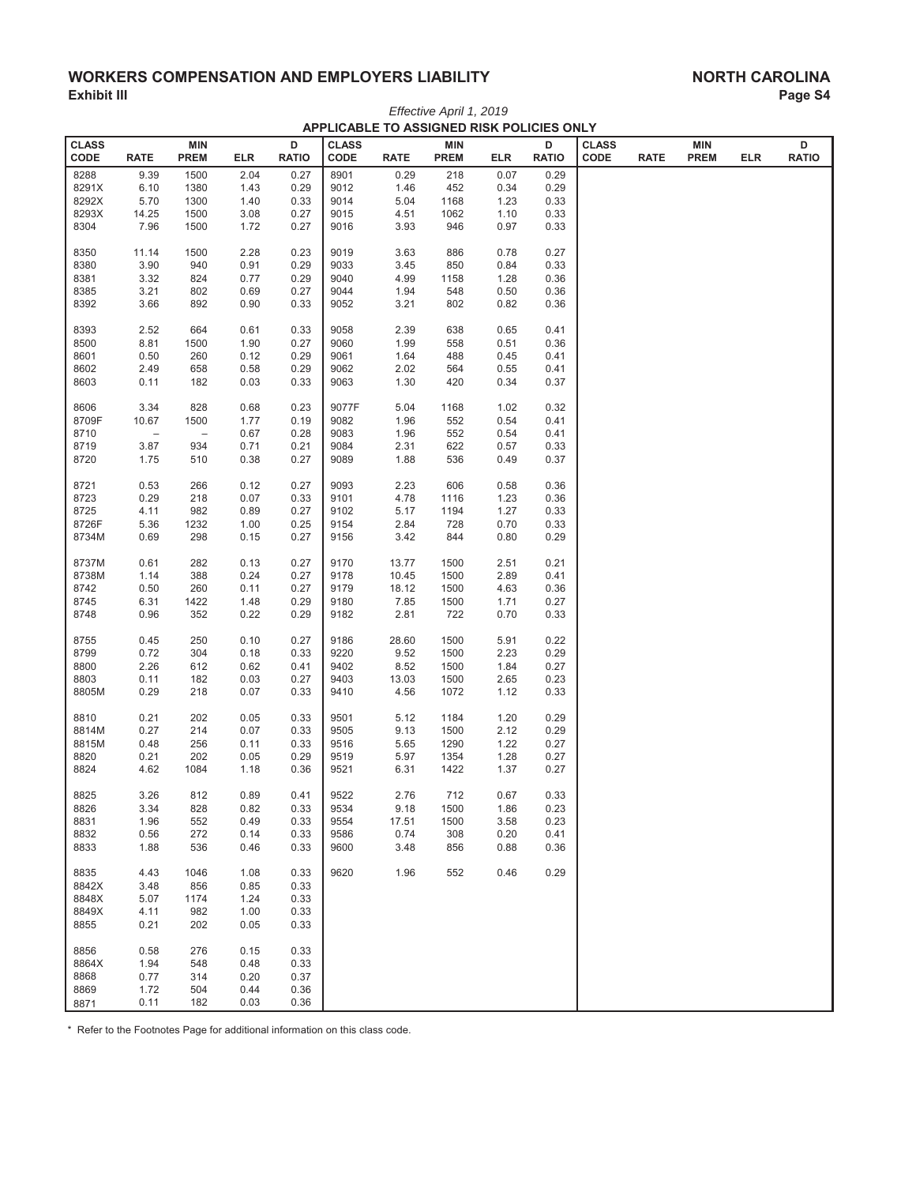# WORKERS COMPENSATION AND EMPLOYERS LIABILITY

**NORTH CAROLINA**

**Exhibit III**

*Effective April 1, 2019*

**APPLICABLE TO ASSIGNED RISK POLICIES ONLY**

| CLASS CODE | RATE | MIN PREM | ELR | D RATIO | CLASS CODE | RATE | MIN PREM | ELR | D RATIO | CLASS CODE | RATE | MIN PREM | ELR | D RATIO |
|---|---|---|---|---|---|---|---|---|---|---|---|---|---|---|
| 8288 | 9.39 | 1500 | 2.04 | 0.27 | 8901 | 0.29 | 218 | 0.07 | 0.29 | | | | | |
| 8291X | 6.10 | 1380 | 1.43 | 0.29 | 9012 | 1.46 | 452 | 0.34 | 0.29 | | | | | |
| 8292X | 5.70 | 1300 | 1.40 | 0.33 | 9014 | 5.04 | 1168 | 1.23 | 0.33 | | | | | |
| 8293X | 14.25 | 1500 | 3.08 | 0.27 | 9015 | 4.51 | 1062 | 1.10 | 0.33 | | | | | |
| 8304 | 7.96 | 1500 | 1.72 | 0.27 | 9016 | 3.93 | 946 | 0.97 | 0.33 | | | | | |
| 8350 | 11.14 | 1500 | 2.28 | 0.23 | 9019 | 3.63 | 886 | 0.78 | 0.27 | | | | | |
| 8380 | 3.90 | 940 | 0.91 | 0.29 | 9033 | 3.45 | 850 | 0.84 | 0.33 | | | | | |
| 8381 | 3.32 | 824 | 0.77 | 0.29 | 9040 | 4.99 | 1158 | 1.28 | 0.36 | | | | | |
| 8385 | 3.21 | 802 | 0.69 | 0.27 | 9044 | 1.94 | 548 | 0.50 | 0.36 | | | | | |
| 8392 | 3.66 | 892 | 0.90 | 0.33 | 9052 | 3.21 | 802 | 0.82 | 0.36 | | | | | |
| 8393 | 2.52 | 664 | 0.61 | 0.33 | 9058 | 2.39 | 638 | 0.65 | 0.41 | | | | | |
| 8500 | 8.81 | 1500 | 1.90 | 0.27 | 9060 | 1.99 | 558 | 0.51 | 0.36 | | | | | |
| 8601 | 0.50 | 260 | 0.12 | 0.29 | 9061 | 1.64 | 488 | 0.45 | 0.41 | | | | | |
| 8602 | 2.49 | 658 | 0.58 | 0.29 | 9062 | 2.02 | 564 | 0.55 | 0.41 | | | | | |
| 8603 | 0.11 | 182 | 0.03 | 0.33 | 9063 | 1.30 | 420 | 0.34 | 0.37 | | | | | |
| 8606 | 3.34 | 828 | 0.68 | 0.23 | 9077F | 5.04 | 1168 | 1.02 | 0.32 | | | | | |
| 8709F | 10.67 | 1500 | 1.77 | 0.19 | 9082 | 1.96 | 552 | 0.54 | 0.41 | | | | | |
| 8710 | – | – | 0.67 | 0.28 | 9083 | 1.96 | 552 | 0.54 | 0.41 | | | | | |
| 8719 | 3.87 | 934 | 0.71 | 0.21 | 9084 | 2.31 | 622 | 0.57 | 0.33 | | | | | |
| 8720 | 1.75 | 510 | 0.38 | 0.27 | 9089 | 1.88 | 536 | 0.49 | 0.37 | | | | | |
| 8721 | 0.53 | 266 | 0.12 | 0.27 | 9093 | 2.23 | 606 | 0.58 | 0.36 | | | | | |
| 8723 | 0.29 | 218 | 0.07 | 0.33 | 9101 | 4.78 | 1116 | 1.23 | 0.36 | | | | | |
| 8725 | 4.11 | 982 | 0.89 | 0.27 | 9102 | 5.17 | 1194 | 1.27 | 0.33 | | | | | |
| 8726F | 5.36 | 1232 | 1.00 | 0.25 | 9154 | 2.84 | 728 | 0.70 | 0.33 | | | | | |
| 8734M | 0.69 | 298 | 0.15 | 0.27 | 9156 | 3.42 | 844 | 0.80 | 0.29 | | | | | |
| 8737M | 0.61 | 282 | 0.13 | 0.27 | 9170 | 13.77 | 1500 | 2.51 | 0.21 | | | | | |
| 8738M | 1.14 | 388 | 0.24 | 0.27 | 9178 | 10.45 | 1500 | 2.89 | 0.41 | | | | | |
| 8742 | 0.50 | 260 | 0.11 | 0.27 | 9179 | 18.12 | 1500 | 4.63 | 0.36 | | | | | |
| 8745 | 6.31 | 1422 | 1.48 | 0.29 | 9180 | 7.85 | 1500 | 1.71 | 0.27 | | | | | |
| 8748 | 0.96 | 352 | 0.22 | 0.29 | 9182 | 2.81 | 722 | 0.70 | 0.33 | | | | | |
| 8755 | 0.45 | 250 | 0.10 | 0.27 | 9186 | 28.60 | 1500 | 5.91 | 0.22 | | | | | |
| 8799 | 0.72 | 304 | 0.18 | 0.33 | 9220 | 9.52 | 1500 | 2.23 | 0.29 | | | | | |
| 8800 | 2.26 | 612 | 0.62 | 0.41 | 9402 | 8.52 | 1500 | 1.84 | 0.27 | | | | | |
| 8803 | 0.11 | 182 | 0.03 | 0.27 | 9403 | 13.03 | 1500 | 2.65 | 0.23 | | | | | |
| 8805M | 0.29 | 218 | 0.07 | 0.33 | 9410 | 4.56 | 1072 | 1.12 | 0.33 | | | | | |
| 8810 | 0.21 | 202 | 0.05 | 0.33 | 9501 | 5.12 | 1184 | 1.20 | 0.29 | | | | | |
| 8814M | 0.27 | 214 | 0.07 | 0.33 | 9505 | 9.13 | 1500 | 2.12 | 0.29 | | | | | |
| 8815M | 0.48 | 256 | 0.11 | 0.33 | 9516 | 5.65 | 1290 | 1.22 | 0.27 | | | | | |
| 8820 | 0.21 | 202 | 0.05 | 0.29 | 9519 | 5.97 | 1354 | 1.28 | 0.27 | | | | | |
| 8824 | 4.62 | 1084 | 1.18 | 0.36 | 9521 | 6.31 | 1422 | 1.37 | 0.27 | | | | | |
| 8825 | 3.26 | 812 | 0.89 | 0.41 | 9522 | 2.76 | 712 | 0.67 | 0.33 | | | | | |
| 8826 | 3.34 | 828 | 0.82 | 0.33 | 9534 | 9.18 | 1500 | 1.86 | 0.23 | | | | | |
| 8831 | 1.96 | 552 | 0.49 | 0.33 | 9554 | 17.51 | 1500 | 3.58 | 0.23 | | | | | |
| 8832 | 0.56 | 272 | 0.14 | 0.33 | 9586 | 0.74 | 308 | 0.20 | 0.41 | | | | | |
| 8833 | 1.88 | 536 | 0.46 | 0.33 | 9600 | 3.48 | 856 | 0.88 | 0.36 | | | | | |
| 8835 | 4.43 | 1046 | 1.08 | 0.33 | 9620 | 1.96 | 552 | 0.46 | 0.29 | | | | | |
| 8842X | 3.48 | 856 | 0.85 | 0.33 | | | | | | | | | | |
| 8848X | 5.07 | 1174 | 1.24 | 0.33 | | | | | | | | | | |
| 8849X | 4.11 | 982 | 1.00 | 0.33 | | | | | | | | | | |
| 8855 | 0.21 | 202 | 0.05 | 0.33 | | | | | | | | | | |
| 8856 | 0.58 | 276 | 0.15 | 0.33 | | | | | | | | | | |
| 8864X | 1.94 | 548 | 0.48 | 0.33 | | | | | | | | | | |
| 8868 | 0.77 | 314 | 0.20 | 0.37 | | | | | | | | | | |
| 8869 | 1.72 | 504 | 0.44 | 0.36 | | | | | | | | | | |
| 8871 | 0.11 | 182 | 0.03 | 0.36 | | | | | | | | | | |

* Refer to the Footnotes Page for additional information on this class code.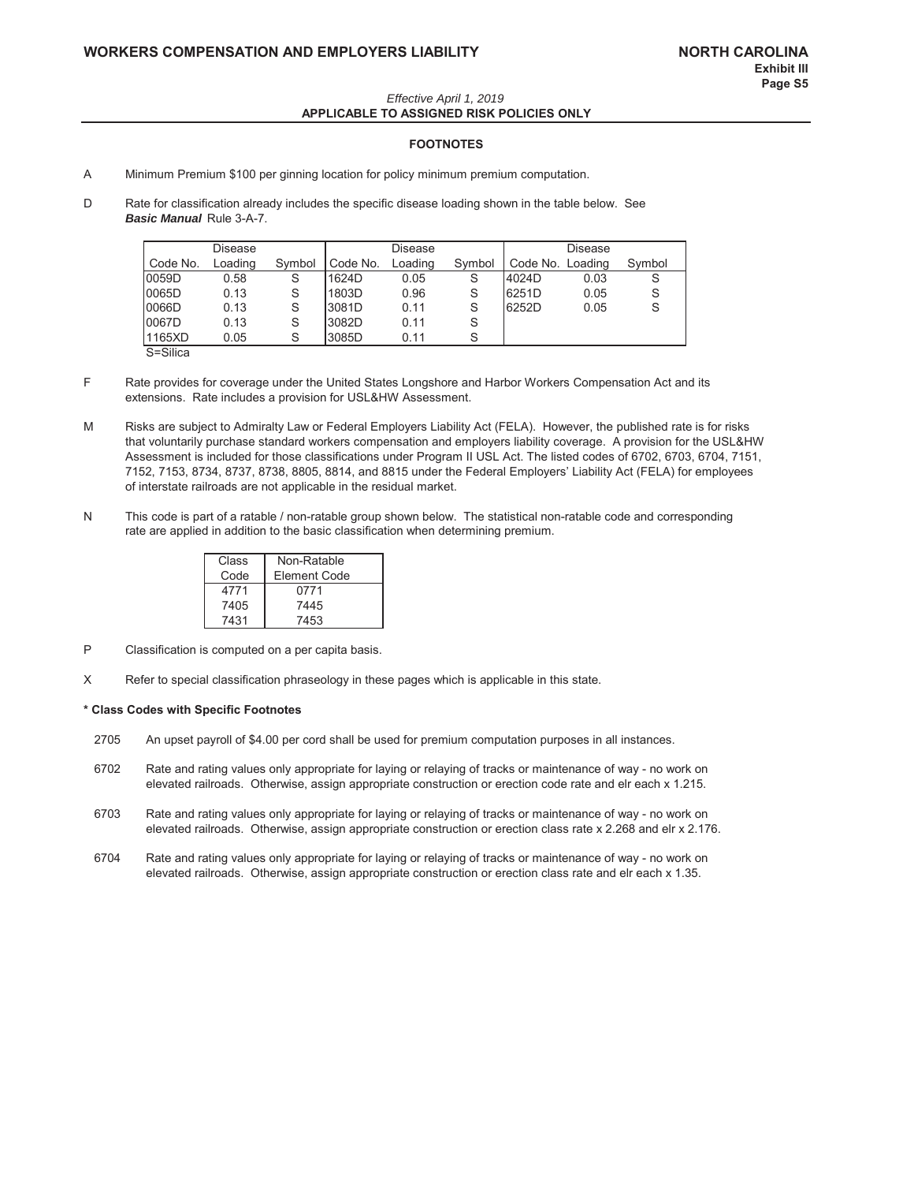**WORKERS COMPENSATION AND EMPLOYERS LIABILITY** **NORTH CAROLINA**
**Exhibit III**
**Page S5**

*Effective April 1, 2019*
**APPLICABLE TO ASSIGNED RISK POLICIES ONLY**

### FOOTNOTES

A  Minimum Premium $100 per ginning location for policy minimum premium computation.

D  Rate for classification already includes the specific disease loading shown in the table below. See ***Basic Manual*** Rule 3-A-7.

| Code No. | Disease Loading | Symbol | Code No. | Disease Loading | Symbol | Code No. | Disease Loading | Symbol |
|---|---|---|---|---|---|---|---|---|
| 0059D | 0.58 | S | 1624D | 0.05 | S | 4024D | 0.03 | S |
| 0065D | 0.13 | S | 1803D | 0.96 | S | 6251D | 0.05 | S |
| 0066D | 0.13 | S | 3081D | 0.11 | S | 6252D | 0.05 | S |
| 0067D | 0.13 | S | 3082D | 0.11 | S | | | |
| 1165XD | 0.05 | S | 3085D | 0.11 | S | | | |

S=Silica

F  Rate provides for coverage under the United States Longshore and Harbor Workers Compensation Act and its extensions. Rate includes a provision for USL&HW Assessment.

M  Risks are subject to Admiralty Law or Federal Employers Liability Act (FELA). However, the published rate is for risks that voluntarily purchase standard workers compensation and employers liability coverage. A provision for the USL&HW Assessment is included for those classifications under Program II USL Act. The listed codes of 6702, 6703, 6704, 7151, 7152, 7153, 8734, 8737, 8738, 8805, 8814, and 8815 under the Federal Employers' Liability Act (FELA) for employees of interstate railroads are not applicable in the residual market.

N  This code is part of a ratable / non-ratable group shown below. The statistical non-ratable code and corresponding rate are applied in addition to the basic classification when determining premium.

| Class Code | Non-Ratable Element Code |
|---|---|
| 4771 | 0771 |
| 7405 | 7445 |
| 7431 | 7453 |

P  Classification is computed on a per capita basis.

X  Refer to special classification phraseology in these pages which is applicable in this state.

**\* Class Codes with Specific Footnotes**

2705  An upset payroll of $4.00 per cord shall be used for premium computation purposes in all instances.

6702  Rate and rating values only appropriate for laying or relaying of tracks or maintenance of way - no work on elevated railroads. Otherwise, assign appropriate construction or erection code rate and elr each x 1.215.

6703  Rate and rating values only appropriate for laying or relaying of tracks or maintenance of way - no work on elevated railroads. Otherwise, assign appropriate construction or erection class rate x 2.268 and elr x 2.176.

6704  Rate and rating values only appropriate for laying or relaying of tracks or maintenance of way - no work on elevated railroads. Otherwise, assign appropriate construction or erection class rate and elr each x 1.35.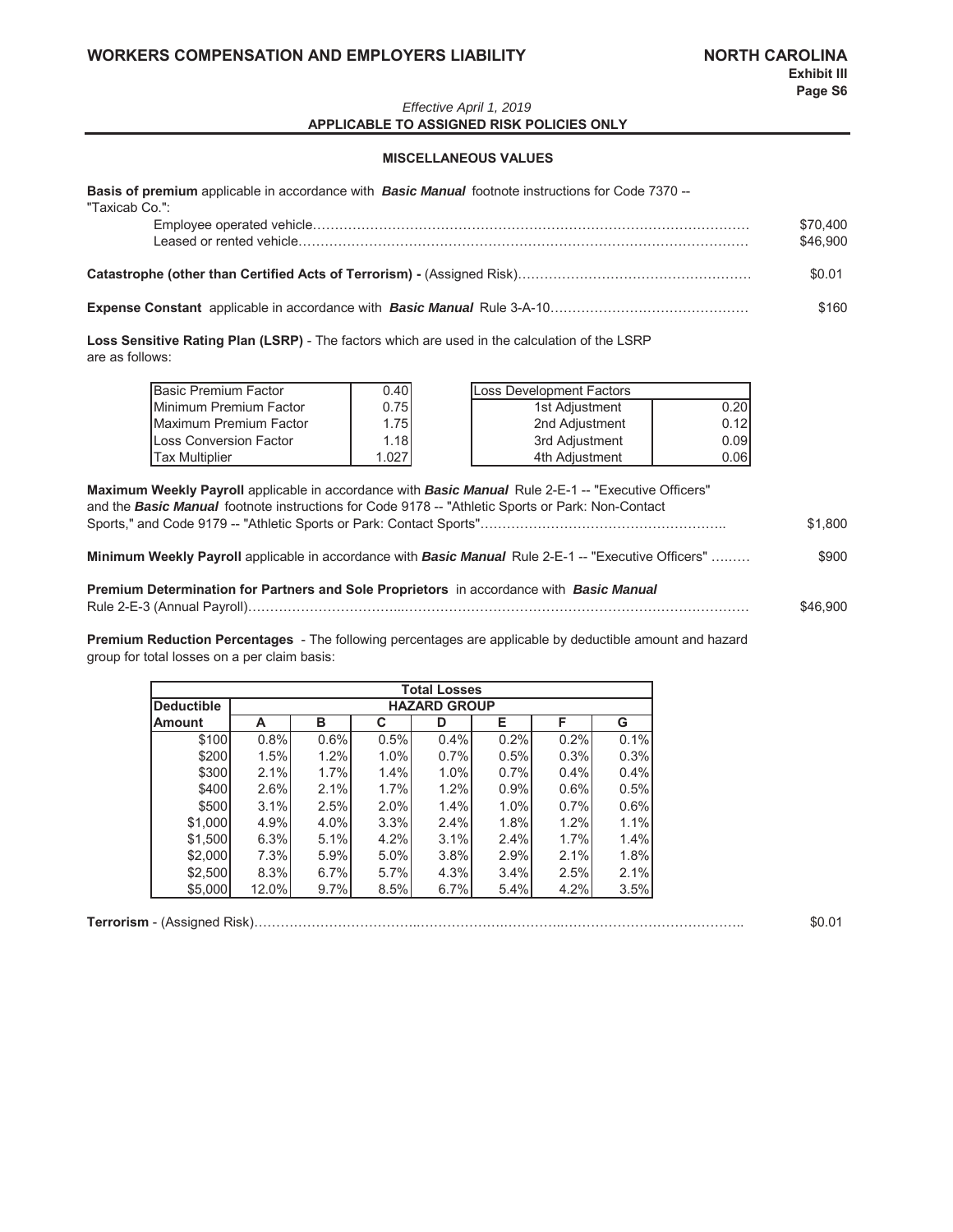*Effective April 1, 2019*

**APPLICABLE TO ASSIGNED RISK POLICIES ONLY**

**MISCELLANEOUS VALUES**

**Basis of premium** applicable in accordance with ***Basic Manual*** footnote instructions for Code 7370 -- "Taxicab Co.":

Employee operated vehicle……………………………………………………………………………………… $70,400

Leased or rented vehicle………………………………………………………………………………………… $46,900

**Catastrophe (other than Certified Acts of Terrorism) -** (Assigned Risk)…………………………………………… $0.01

**Expense Constant** applicable in accordance with ***Basic Manual*** Rule 3-A-10……………………………………… $160

**Loss Sensitive Rating Plan (LSRP)** - The factors which are used in the calculation of the LSRP are as follows:

| Basic Premium Factor | 0.40 |
|---|---|
| Minimum Premium Factor | 0.75 |
| Maximum Premium Factor | 1.75 |
| Loss Conversion Factor | 1.18 |
| Tax Multiplier | 1.027 |

| Loss Development Factors | |
|---|---|
| 1st Adjustment | 0.20 |
| 2nd Adjustment | 0.12 |
| 3rd Adjustment | 0.09 |
| 4th Adjustment | 0.06 |

**Maximum Weekly Payroll** applicable in accordance with ***Basic Manual*** Rule 2-E-1 -- "Executive Officers" and the ***Basic Manual*** footnote instructions for Code 9178 -- "Athletic Sports or Park: Non-Contact Sports," and Code 9179 -- "Athletic Sports or Park: Contact Sports"……………………………………………….. $1,800

**Minimum Weekly Payroll** applicable in accordance with ***Basic Manual*** Rule 2-E-1 -- "Executive Officers" ……… $900

**Premium Determination for Partners and Sole Proprietors** in accordance with ***Basic Manual*** Rule 2-E-3 (Annual Payroll)……………………………………………………………………………………………… $46,900

**Premium Reduction Percentages** - The following percentages are applicable by deductible amount and hazard group for total losses on a per claim basis:

| | Total Losses | | | | | | |
|---|---|---|---|---|---|---|---|
| **Deductible** | **HAZARD GROUP** | | | | | | |
| **Amount** | **A** | **B** | **C** | **D** | **E** | **F** | **G** |
| $100 | 0.8% | 0.6% | 0.5% | 0.4% | 0.2% | 0.2% | 0.1% |
| $200 | 1.5% | 1.2% | 1.0% | 0.7% | 0.5% | 0.3% | 0.3% |
| $300 | 2.1% | 1.7% | 1.4% | 1.0% | 0.7% | 0.4% | 0.4% |
| $400 | 2.6% | 2.1% | 1.7% | 1.2% | 0.9% | 0.6% | 0.5% |
| $500 | 3.1% | 2.5% | 2.0% | 1.4% | 1.0% | 0.7% | 0.6% |
| $1,000 | 4.9% | 4.0% | 3.3% | 2.4% | 1.8% | 1.2% | 1.1% |
| $1,500 | 6.3% | 5.1% | 4.2% | 3.1% | 2.4% | 1.7% | 1.4% |
| $2,000 | 7.3% | 5.9% | 5.0% | 3.8% | 2.9% | 2.1% | 1.8% |
| $2,500 | 8.3% | 6.7% | 5.7% | 4.3% | 3.4% | 2.5% | 2.1% |
| $5,000 | 12.0% | 9.7% | 8.5% | 6.7% | 5.4% | 4.2% | 3.5% |

**Terrorism** - (Assigned Risk)……………………………………………………………………………………….. $0.01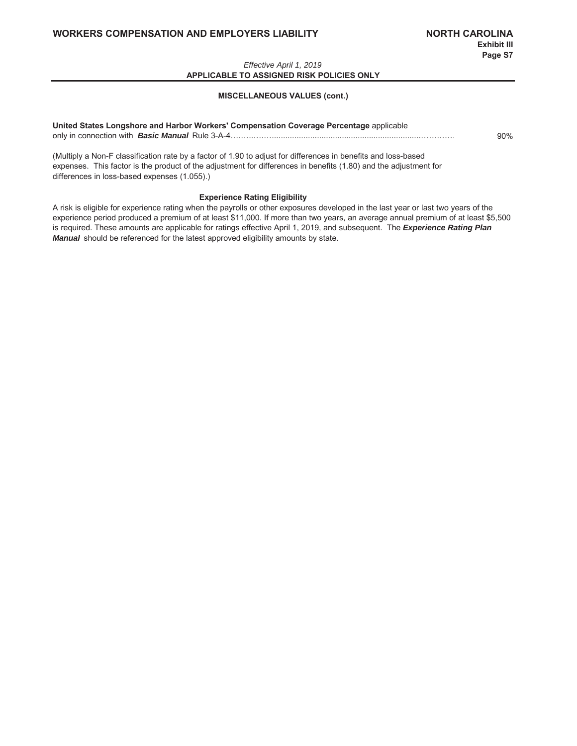*Effective April 1, 2019*

**APPLICABLE TO ASSIGNED RISK POLICIES ONLY**

**MISCELLANEOUS VALUES (cont.)**

**United States Longshore and Harbor Workers' Compensation Coverage Percentage** applicable only in connection with ***Basic Manual*** Rule 3-A-4.......................................................................................... 90%

(Multiply a Non-F classification rate by a factor of 1.90 to adjust for differences in benefits and loss-based expenses. This factor is the product of the adjustment for differences in benefits (1.80) and the adjustment for differences in loss-based expenses (1.055).)

**Experience Rating Eligibility**

A risk is eligible for experience rating when the payrolls or other exposures developed in the last year or last two years of the experience period produced a premium of at least $11,000. If more than two years, an average annual premium of at least $5,500 is required. These amounts are applicable for ratings effective April 1, 2019, and subsequent. The ***Experience Rating Plan Manual*** should be referenced for the latest approved eligibility amounts by state.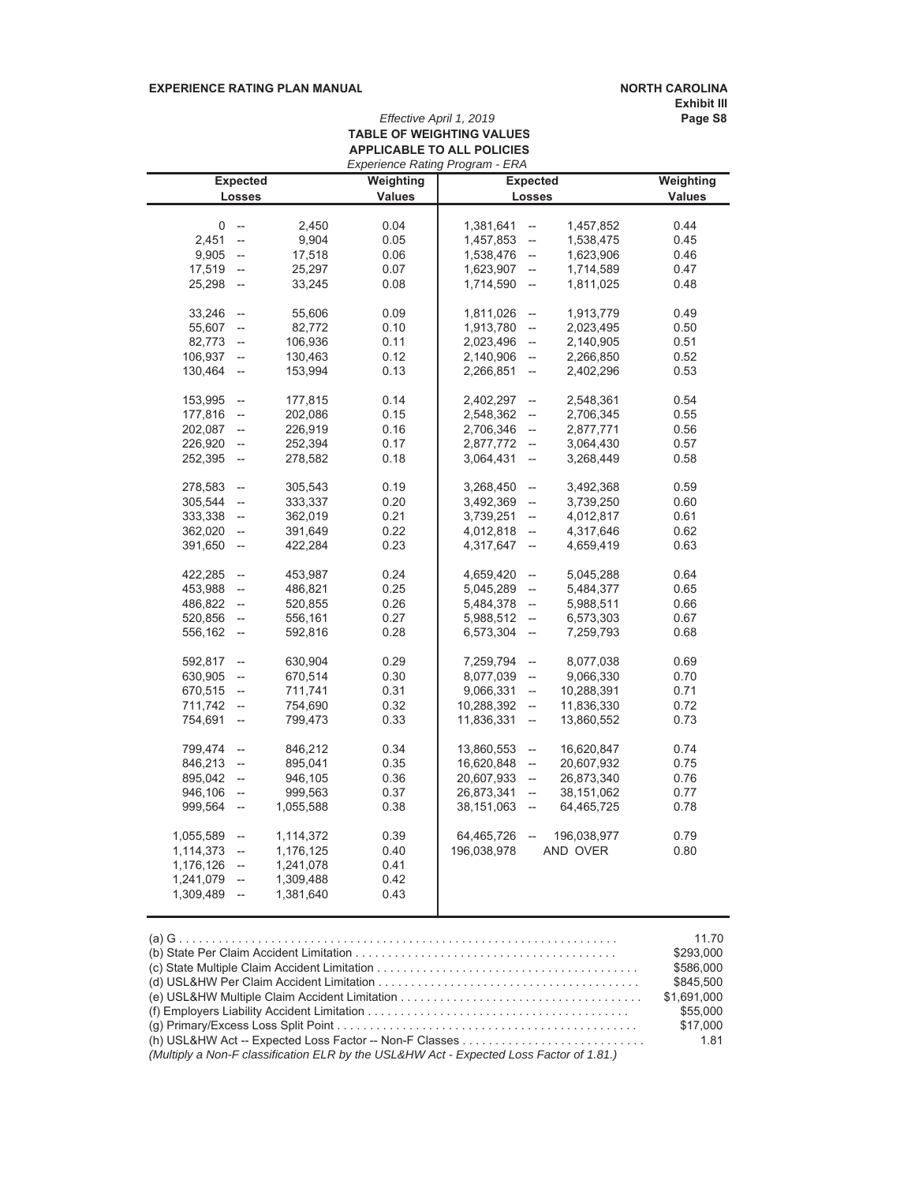**EXPERIENCE RATING PLAN MANUAL** **NORTH CAROLINA**

**Exhibit III**

**Page S8**

*Effective April 1, 2019*

# TABLE OF WEIGHTING VALUES APPLICABLE TO ALL POLICIES

*Experience Rating Program - ERA*

| Expected Losses | Weighting Values | Expected Losses | Weighting Values |
|---|---|---|---|
| 0 -- 2,450 | 0.04 | 1,381,641 -- 1,457,852 | 0.44 |
| 2,451 -- 9,904 | 0.05 | 1,457,853 -- 1,538,475 | 0.45 |
| 9,905 -- 17,518 | 0.06 | 1,538,476 -- 1,623,906 | 0.46 |
| 17,519 -- 25,297 | 0.07 | 1,623,907 -- 1,714,589 | 0.47 |
| 25,298 -- 33,245 | 0.08 | 1,714,590 -- 1,811,025 | 0.48 |
| 33,246 -- 55,606 | 0.09 | 1,811,026 -- 1,913,779 | 0.49 |
| 55,607 -- 82,772 | 0.10 | 1,913,780 -- 2,023,495 | 0.50 |
| 82,773 -- 106,936 | 0.11 | 2,023,496 -- 2,140,905 | 0.51 |
| 106,937 -- 130,463 | 0.12 | 2,140,906 -- 2,266,850 | 0.52 |
| 130,464 -- 153,994 | 0.13 | 2,266,851 -- 2,402,296 | 0.53 |
| 153,995 -- 177,815 | 0.14 | 2,402,297 -- 2,548,361 | 0.54 |
| 177,816 -- 202,086 | 0.15 | 2,548,362 -- 2,706,345 | 0.55 |
| 202,087 -- 226,919 | 0.16 | 2,706,346 -- 2,877,771 | 0.56 |
| 226,920 -- 252,394 | 0.17 | 2,877,772 -- 3,064,430 | 0.57 |
| 252,395 -- 278,582 | 0.18 | 3,064,431 -- 3,268,449 | 0.58 |
| 278,583 -- 305,543 | 0.19 | 3,268,450 -- 3,492,368 | 0.59 |
| 305,544 -- 333,337 | 0.20 | 3,492,369 -- 3,739,250 | 0.60 |
| 333,338 -- 362,019 | 0.21 | 3,739,251 -- 4,012,817 | 0.61 |
| 362,020 -- 391,649 | 0.22 | 4,012,818 -- 4,317,646 | 0.62 |
| 391,650 -- 422,284 | 0.23 | 4,317,647 -- 4,659,419 | 0.63 |
| 422,285 -- 453,987 | 0.24 | 4,659,420 -- 5,045,288 | 0.64 |
| 453,988 -- 486,821 | 0.25 | 5,045,289 -- 5,484,377 | 0.65 |
| 486,822 -- 520,855 | 0.26 | 5,484,378 -- 5,988,511 | 0.66 |
| 520,856 -- 556,161 | 0.27 | 5,988,512 -- 6,573,303 | 0.67 |
| 556,162 -- 592,816 | 0.28 | 6,573,304 -- 7,259,793 | 0.68 |
| 592,817 -- 630,904 | 0.29 | 7,259,794 -- 8,077,038 | 0.69 |
| 630,905 -- 670,514 | 0.30 | 8,077,039 -- 9,066,330 | 0.70 |
| 670,515 -- 711,741 | 0.31 | 9,066,331 -- 10,288,391 | 0.71 |
| 711,742 -- 754,690 | 0.32 | 10,288,392 -- 11,836,330 | 0.72 |
| 754,691 -- 799,473 | 0.33 | 11,836,331 -- 13,860,552 | 0.73 |
| 799,474 -- 846,212 | 0.34 | 13,860,553 -- 16,620,847 | 0.74 |
| 846,213 -- 895,041 | 0.35 | 16,620,848 -- 20,607,932 | 0.75 |
| 895,042 -- 946,105 | 0.36 | 20,607,933 -- 26,873,340 | 0.76 |
| 946,106 -- 999,563 | 0.37 | 26,873,341 -- 38,151,062 | 0.77 |
| 999,564 -- 1,055,588 | 0.38 | 38,151,063 -- 64,465,725 | 0.78 |
| 1,055,589 -- 1,114,372 | 0.39 | 64,465,726 -- 196,038,977 | 0.79 |
| 1,114,373 -- 1,176,125 | 0.40 | 196,038,978 AND OVER | 0.80 |
| 1,176,126 -- 1,241,078 | 0.41 | | |
| 1,241,079 -- 1,309,488 | 0.42 | | |
| 1,309,489 -- 1,381,640 | 0.43 | | |

(a) G . . . . . . . . . . . . . . . . . . . . . . . . . . . . . . . . . . . . . . . . . . . . . . . . . . . . . . . . . . . . . . . . 11.70
(b) State Per Claim Accident Limitation . . . . . . . . . . . . . . . . . . . . . . . . . . . . . . . . . . . . . . . . $293,000
(c) State Multiple Claim Accident Limitation . . . . . . . . . . . . . . . . . . . . . . . . . . . . . . . . . . . . . . . $586,000
(d) USL&HW Per Claim Accident Limitation . . . . . . . . . . . . . . . . . . . . . . . . . . . . . . . . . . . . . . . $845,500
(e) USL&HW Multiple Claim Accident Limitation . . . . . . . . . . . . . . . . . . . . . . . . . . . . . . . . . . . . $1,691,000
(f) Employers Liability Accident Limitation . . . . . . . . . . . . . . . . . . . . . . . . . . . . . . . . . . . . . . . $55,000
(g) Primary/Excess Loss Split Point . . . . . . . . . . . . . . . . . . . . . . . . . . . . . . . . . . . . . . . . . . . . . $17,000
(h) USL&HW Act -- Expected Loss Factor -- Non-F Classes . . . . . . . . . . . . . . . . . . . . . . . . . . . 1.81
*(Multiply a Non-F classification ELR by the USL&HW Act - Expected Loss Factor of 1.81.)*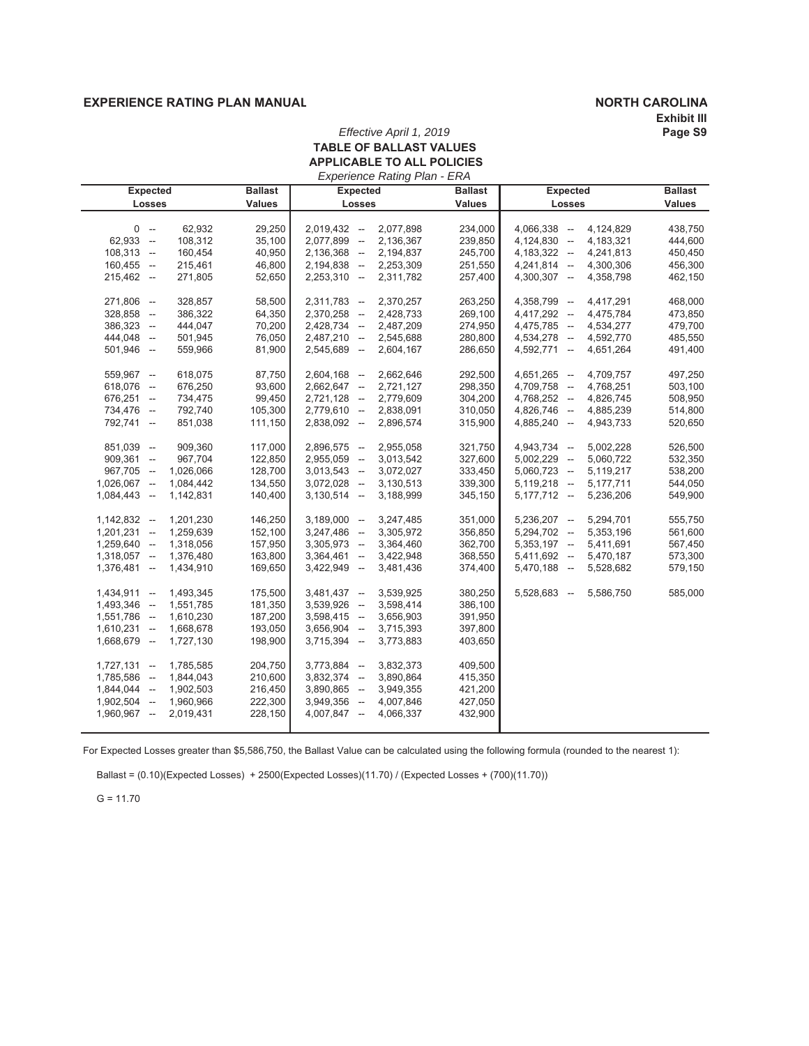**EXPERIENCE RATING PLAN MANUAL**

**NORTH CAROLINA**
**Exhibit III**

*Effective April 1, 2019*

**TABLE OF BALLAST VALUES**
**APPLICABLE TO ALL POLICIES**

*Experience Rating Plan - ERA*

| Expected Losses | Ballast Values | Expected Losses | Ballast Values | Expected Losses | Ballast Values |
|---|---|---|---|---|---|
| 0 -- 62,932 | 29,250 | 2,019,432 -- 2,077,898 | 234,000 | 4,066,338 -- 4,124,829 | 438,750 |
| 62,933 -- 108,312 | 35,100 | 2,077,899 -- 2,136,367 | 239,850 | 4,124,830 -- 4,183,321 | 444,600 |
| 108,313 -- 160,454 | 40,950 | 2,136,368 -- 2,194,837 | 245,700 | 4,183,322 -- 4,241,813 | 450,450 |
| 160,455 -- 215,461 | 46,800 | 2,194,838 -- 2,253,309 | 251,550 | 4,241,814 -- 4,300,306 | 456,300 |
| 215,462 -- 271,805 | 52,650 | 2,253,310 -- 2,311,782 | 257,400 | 4,300,307 -- 4,358,798 | 462,150 |
| 271,806 -- 328,857 | 58,500 | 2,311,783 -- 2,370,257 | 263,250 | 4,358,799 -- 4,417,291 | 468,000 |
| 328,858 -- 386,322 | 64,350 | 2,370,258 -- 2,428,733 | 269,100 | 4,417,292 -- 4,475,784 | 473,850 |
| 386,323 -- 444,047 | 70,200 | 2,428,734 -- 2,487,209 | 274,950 | 4,475,785 -- 4,534,277 | 479,700 |
| 444,048 -- 501,945 | 76,050 | 2,487,210 -- 2,545,688 | 280,800 | 4,534,278 -- 4,592,770 | 485,550 |
| 501,946 -- 559,966 | 81,900 | 2,545,689 -- 2,604,167 | 286,650 | 4,592,771 -- 4,651,264 | 491,400 |
| 559,967 -- 618,075 | 87,750 | 2,604,168 -- 2,662,646 | 292,500 | 4,651,265 -- 4,709,757 | 497,250 |
| 618,076 -- 676,250 | 93,600 | 2,662,647 -- 2,721,127 | 298,350 | 4,709,758 -- 4,768,251 | 503,100 |
| 676,251 -- 734,475 | 99,450 | 2,721,128 -- 2,779,609 | 304,200 | 4,768,252 -- 4,826,745 | 508,950 |
| 734,476 -- 792,740 | 105,300 | 2,779,610 -- 2,838,091 | 310,050 | 4,826,746 -- 4,885,239 | 514,800 |
| 792,741 -- 851,038 | 111,150 | 2,838,092 -- 2,896,574 | 315,900 | 4,885,240 -- 4,943,733 | 520,650 |
| 851,039 -- 909,360 | 117,000 | 2,896,575 -- 2,955,058 | 321,750 | 4,943,734 -- 5,002,228 | 526,500 |
| 909,361 -- 967,704 | 122,850 | 2,955,059 -- 3,013,542 | 327,600 | 5,002,229 -- 5,060,722 | 532,350 |
| 967,705 -- 1,026,066 | 128,700 | 3,013,543 -- 3,072,027 | 333,450 | 5,060,723 -- 5,119,217 | 538,200 |
| 1,026,067 -- 1,084,442 | 134,550 | 3,072,028 -- 3,130,513 | 339,300 | 5,119,218 -- 5,177,711 | 544,050 |
| 1,084,443 -- 1,142,831 | 140,400 | 3,130,514 -- 3,188,999 | 345,150 | 5,177,712 -- 5,236,206 | 549,900 |
| 1,142,832 -- 1,201,230 | 146,250 | 3,189,000 -- 3,247,485 | 351,000 | 5,236,207 -- 5,294,701 | 555,750 |
| 1,201,231 -- 1,259,639 | 152,100 | 3,247,486 -- 3,305,972 | 356,850 | 5,294,702 -- 5,353,196 | 561,600 |
| 1,259,640 -- 1,318,056 | 157,950 | 3,305,973 -- 3,364,460 | 362,700 | 5,353,197 -- 5,411,691 | 567,450 |
| 1,318,057 -- 1,376,480 | 163,800 | 3,364,461 -- 3,422,948 | 368,550 | 5,411,692 -- 5,470,187 | 573,300 |
| 1,376,481 -- 1,434,910 | 169,650 | 3,422,949 -- 3,481,436 | 374,400 | 5,470,188 -- 5,528,682 | 579,150 |
| 1,434,911 -- 1,493,345 | 175,500 | 3,481,437 -- 3,539,925 | 380,250 | 5,528,683 -- 5,586,750 | 585,000 |
| 1,493,346 -- 1,551,785 | 181,350 | 3,539,926 -- 3,598,414 | 386,100 | | |
| 1,551,786 -- 1,610,230 | 187,200 | 3,598,415 -- 3,656,903 | 391,950 | | |
| 1,610,231 -- 1,668,678 | 193,050 | 3,656,904 -- 3,715,393 | 397,800 | | |
| 1,668,679 -- 1,727,130 | 198,900 | 3,715,394 -- 3,773,883 | 403,650 | | |
| 1,727,131 -- 1,785,585 | 204,750 | 3,773,884 -- 3,832,373 | 409,500 | | |
| 1,785,586 -- 1,844,043 | 210,600 | 3,832,374 -- 3,890,864 | 415,350 | | |
| 1,844,044 -- 1,902,503 | 216,450 | 3,890,865 -- 3,949,355 | 421,200 | | |
| 1,902,504 -- 1,960,966 | 222,300 | 3,949,356 -- 4,007,846 | 427,050 | | |
| 1,960,967 -- 2,019,431 | 228,150 | 4,007,847 -- 4,066,337 | 432,900 | | |

For Expected Losses greater than $5,586,750, the Ballast Value can be calculated using the following formula (rounded to the nearest 1):

Ballast = (0.10)(Expected Losses) + 2500(Expected Losses)(11.70) / (Expected Losses + (700)(11.70))

G = 11.70